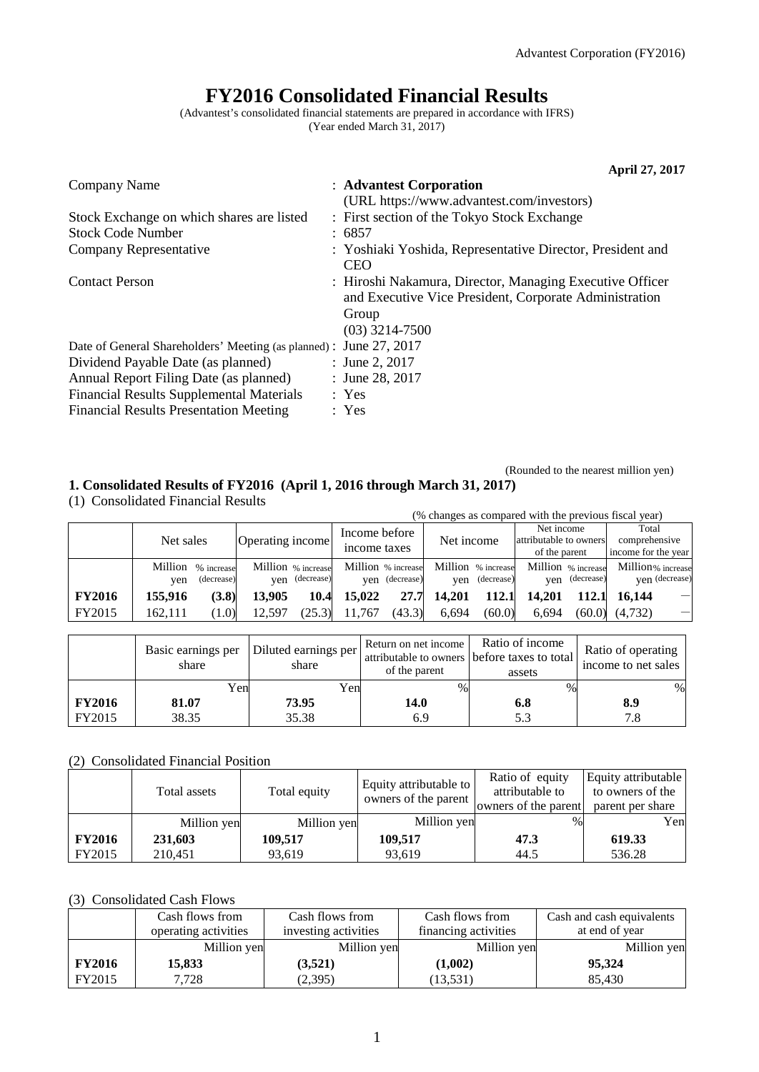# FY2016 Consolidated Financial Results

(Advantest's consolidated financial statements are prepared in accordance with IFRS)
(Year ended March 31, 2017)

**April 27, 2017**

| | |
|---|---|
| Company Name | : **Advantest Corporation** (URL https://www.advantest.com/investors) |
| Stock Exchange on which shares are listed | : First section of the Tokyo Stock Exchange |
| Stock Code Number | : 6857 |
| Company Representative | : Yoshiaki Yoshida, Representative Director, President and CEO |
| Contact Person | : Hiroshi Nakamura, Director, Managing Executive Officer and Executive Vice President, Corporate Administration Group (03) 3214-7500 |
| Date of General Shareholders' Meeting (as planned) | : June 27, 2017 |
| Dividend Payable Date (as planned) | : June 2, 2017 |
| Annual Report Filing Date (as planned) | : June 28, 2017 |
| Financial Results Supplemental Materials | : Yes |
| Financial Results Presentation Meeting | : Yes |

(Rounded to the nearest million yen)

## 1. Consolidated Results of FY2016 (April 1, 2016 through March 31, 2017)

(1) Consolidated Financial Results

(% changes as compared with the previous fiscal year)

| | Net sales | | Operating income | | Income before income taxes | | Net income | | Net income attributable to owners of the parent | | Total comprehensive income for the year | |
|---|---|---|---|---|---|---|---|---|---|---|---|---|
| | Million yen | % increase (decrease) | Million yen | % increase (decrease) | Million yen | % increase (decrease) | Million yen | % increase (decrease) | Million yen | % increase (decrease) | Million yen | % increase (decrease) |
| **FY2016** | **155,916** | **(3.8)** | **13,905** | **10.4** | **15,022** | **27.7** | **14,201** | **112.1** | **14,201** | **112.1** | **16,144** | — |
| FY2015 | 162,111 | (1.0) | 12,597 | (25.3) | 11,767 | (43.3) | 6,694 | (60.0) | 6,694 | (60.0) | (4,732) | — |

| | Basic earnings per share | Diluted earnings per share | Return on net income attributable to owners of the parent | Ratio of income before taxes to total assets | Ratio of operating income to net sales |
|---|---|---|---|---|---|
| | Yen | Yen | % | % | % |
| **FY2016** | **81.07** | **73.95** | **14.0** | **6.8** | **8.9** |
| FY2015 | 38.35 | 35.38 | 6.9 | 5.3 | 7.8 |

(2) Consolidated Financial Position

| | Total assets | Total equity | Equity attributable to owners of the parent | Ratio of equity attributable to owners of the parent | Equity attributable to owners of the parent per share |
|---|---|---|---|---|---|
| | Million yen | Million yen | Million yen | % | Yen |
| **FY2016** | **231,603** | **109,517** | **109,517** | **47.3** | **619.33** |
| FY2015 | 210,451 | 93,619 | 93,619 | 44.5 | 536.28 |

(3) Consolidated Cash Flows

| | Cash flows from operating activities | Cash flows from investing activities | Cash flows from financing activities | Cash and cash equivalents at end of year |
|---|---|---|---|---|
| | Million yen | Million yen | Million yen | Million yen |
| **FY2016** | **15,833** | **(3,521)** | **(1,002)** | **95,324** |
| FY2015 | 7,728 | (2,395) | (13,531) | 85,430 |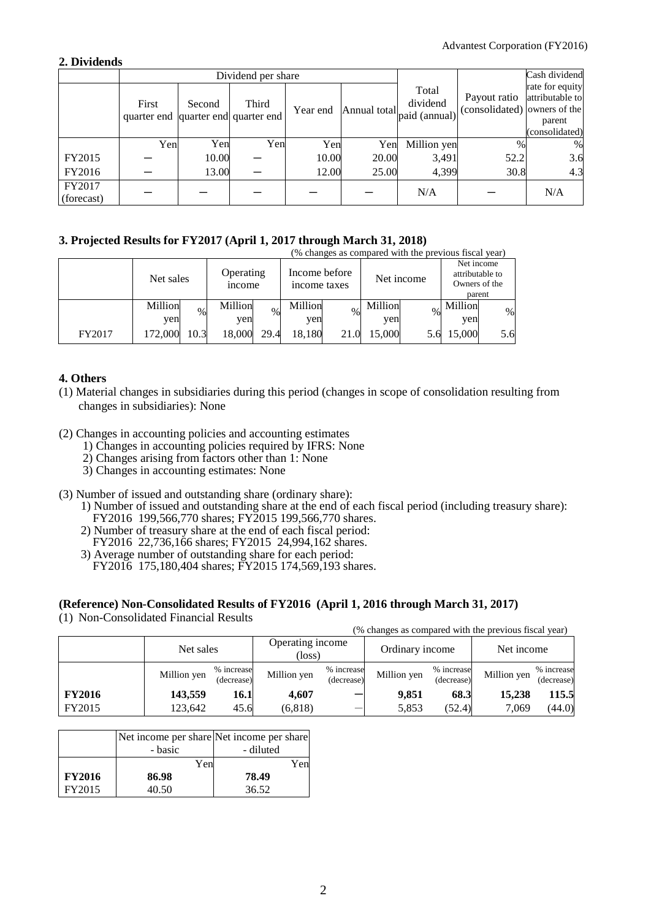## 2. Dividends

| | Dividend per share | | | | | Total dividend paid (annual) | Payout ratio (consolidated) | Cash dividend rate for equity attributable to owners of the parent (consolidated) |
|---|---|---|---|---|---|---|---|---|
| | First quarter end | Second quarter end | Third quarter end | Year end | Annual total | | | |
| | Yen | Yen | Yen | Yen | Yen | Million yen | % | % |
| FY2015 | ― | 10.00 | ― | 10.00 | 20.00 | 3,491 | 52.2 | 3.6 |
| FY2016 | ― | 13.00 | ― | 12.00 | 25.00 | 4,399 | 30.8 | 4.3 |
| FY2017 (forecast) | ― | ― | ― | ― | ― | N/A | ― | N/A |

## 3. Projected Results for FY2017 (April 1, 2017 through March 31, 2018)

(% changes as compared with the previous fiscal year)

| | Net sales | | Operating income | | Income before income taxes | | Net income | | Net income attributable to Owners of the parent | |
|---|---|---|---|---|---|---|---|---|---|---|
| | Million yen | % | Million yen | % | Million yen | % | Million yen | % | Million yen | % |
| FY2017 | 172,000 | 10.3 | 18,000 | 29.4 | 18,180 | 21.0 | 15,000 | 5.6 | 15,000 | 5.6 |

## 4. Others

(1) Material changes in subsidiaries during this period (changes in scope of consolidation resulting from changes in subsidiaries): None

(2) Changes in accounting policies and accounting estimates
1) Changes in accounting policies required by IFRS: None
2) Changes arising from factors other than 1: None
3) Changes in accounting estimates: None

(3) Number of issued and outstanding share (ordinary share):
1) Number of issued and outstanding share at the end of each fiscal period (including treasury share):
FY2016 199,566,770 shares; FY2015 199,566,770 shares.
2) Number of treasury share at the end of each fiscal period:
FY2016 22,736,166 shares; FY2015 24,994,162 shares.
3) Average number of outstanding share for each period:
FY2016 175,180,404 shares; FY2015 174,569,193 shares.

## (Reference) Non-Consolidated Results of FY2016 (April 1, 2016 through March 31, 2017)

(1) Non-Consolidated Financial Results

(% changes as compared with the previous fiscal year)

| | Net sales | | Operating income (loss) | | Ordinary income | | Net income | |
|---|---|---|---|---|---|---|---|---|
| | Million yen | % increase (decrease) | Million yen | % increase (decrease) | Million yen | % increase (decrease) | Million yen | % increase (decrease) |
| **FY2016** | **143,559** | **16.1** | **4,607** | **―** | **9,851** | **68.3** | **15,238** | **115.5** |
| FY2015 | 123,642 | 45.6 | (6,818) | ― | 5,853 | (52.4) | 7,069 | (44.0) |

| | Net income per share - basic | Net income per share - diluted |
|---|---|---|
| | Yen | Yen |
| **FY2016** | **86.98** | **78.49** |
| FY2015 | 40.50 | 36.52 |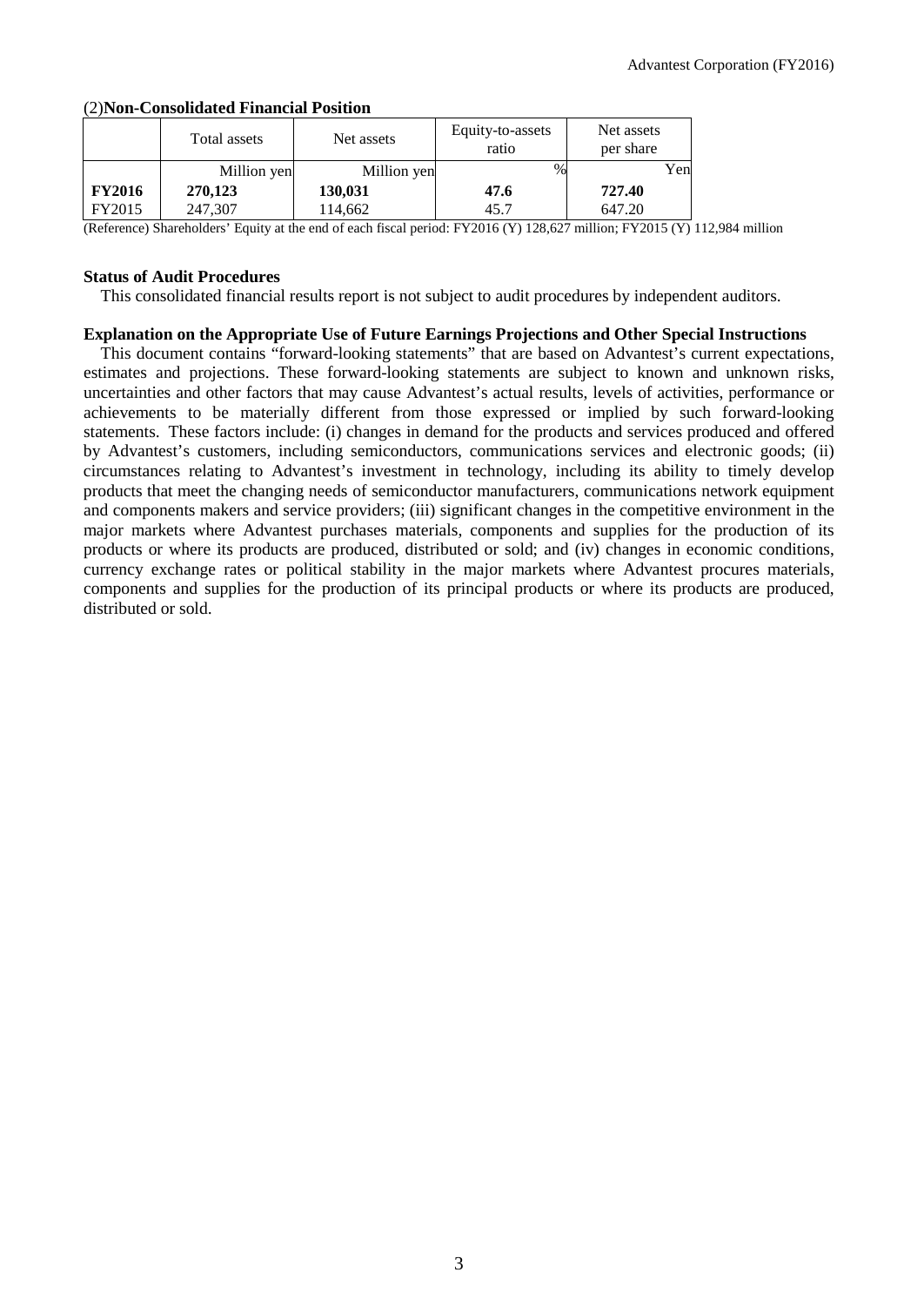(2)**Non-Consolidated Financial Position**

| | Total assets | Net assets | Equity-to-assets ratio | Net assets per share |
|---|---|---|---|---|
| | Million yen | Million yen | % | Yen |
| **FY2016** | **270,123** | **130,031** | **47.6** | **727.40** |
| FY2015 | 247,307 | 114,662 | 45.7 | 647.20 |

(Reference) Shareholders' Equity at the end of each fiscal period: FY2016 (Y) 128,627 million; FY2015 (Y) 112,984 million

**Status of Audit Procedures**

This consolidated financial results report is not subject to audit procedures by independent auditors.

**Explanation on the Appropriate Use of Future Earnings Projections and Other Special Instructions**

This document contains "forward-looking statements" that are based on Advantest's current expectations, estimates and projections. These forward-looking statements are subject to known and unknown risks, uncertainties and other factors that may cause Advantest's actual results, levels of activities, performance or achievements to be materially different from those expressed or implied by such forward-looking statements. These factors include: (i) changes in demand for the products and services produced and offered by Advantest's customers, including semiconductors, communications services and electronic goods; (ii) circumstances relating to Advantest's investment in technology, including its ability to timely develop products that meet the changing needs of semiconductor manufacturers, communications network equipment and components makers and service providers; (iii) significant changes in the competitive environment in the major markets where Advantest purchases materials, components and supplies for the production of its products or where its products are produced, distributed or sold; and (iv) changes in economic conditions, currency exchange rates or political stability in the major markets where Advantest procures materials, components and supplies for the production of its principal products or where its products are produced, distributed or sold.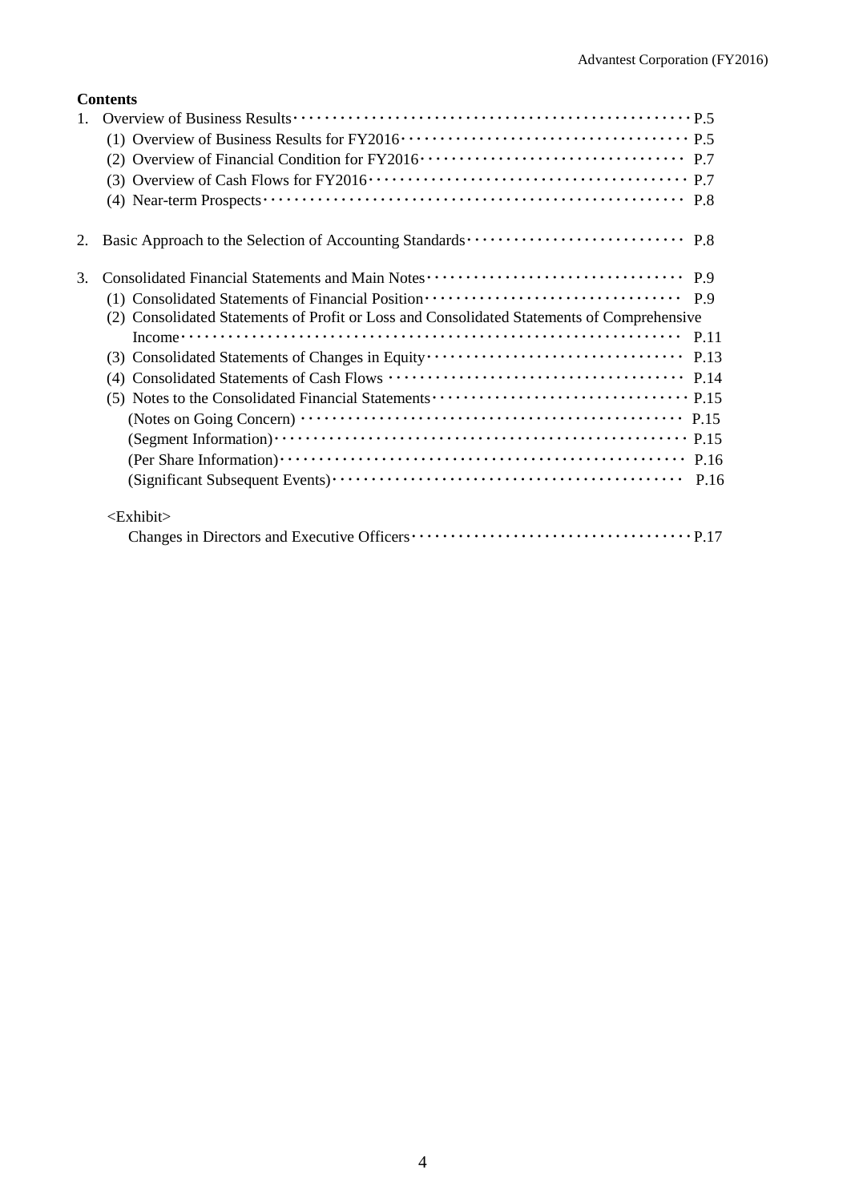**Contents**

1. Overview of Business Results ··· P.5
   - (1) Overview of Business Results for FY2016 ··· P.5
   - (2) Overview of Financial Condition for FY2016 ··· P.7
   - (3) Overview of Cash Flows for FY2016 ··· P.7
   - (4) Near-term Prospects ··· P.8

2. Basic Approach to the Selection of Accounting Standards ··· P.8

3. Consolidated Financial Statements and Main Notes ··· P.9
   - (1) Consolidated Statements of Financial Position ··· P.9
   - (2) Consolidated Statements of Profit or Loss and Consolidated Statements of Comprehensive Income ··· P.11
   - (3) Consolidated Statements of Changes in Equity ··· P.13
   - (4) Consolidated Statements of Cash Flows ··· P.14
   - (5) Notes to the Consolidated Financial Statements ··· P.15
     - (Notes on Going Concern) ··· P.15
     - (Segment Information) ··· P.15
     - (Per Share Information) ··· P.16
     - (Significant Subsequent Events) ··· P.16

<Exhibit>

Changes in Directors and Executive Officers ··· P.17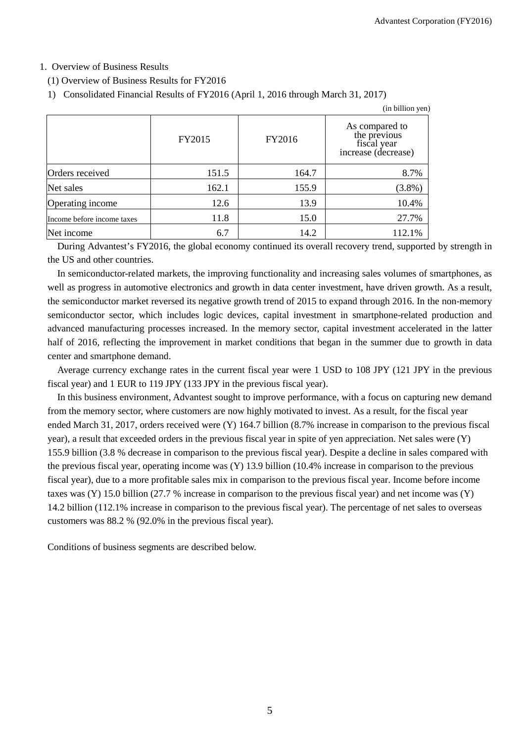## 1. Overview of Business Results

### (1) Overview of Business Results for FY2016

1) Consolidated Financial Results of FY2016 (April 1, 2016 through March 31, 2017)

(in billion yen)

| | FY2015 | FY2016 | As compared to the previous fiscal year increase (decrease) |
|---|---|---|---|
| Orders received | 151.5 | 164.7 | 8.7% |
| Net sales | 162.1 | 155.9 | (3.8%) |
| Operating income | 12.6 | 13.9 | 10.4% |
| Income before income taxes | 11.8 | 15.0 | 27.7% |
| Net income | 6.7 | 14.2 | 112.1% |

During Advantest's FY2016, the global economy continued its overall recovery trend, supported by strength in the US and other countries.

In semiconductor-related markets, the improving functionality and increasing sales volumes of smartphones, as well as progress in automotive electronics and growth in data center investment, have driven growth. As a result, the semiconductor market reversed its negative growth trend of 2015 to expand through 2016. In the non-memory semiconductor sector, which includes logic devices, capital investment in smartphone-related production and advanced manufacturing processes increased. In the memory sector, capital investment accelerated in the latter half of 2016, reflecting the improvement in market conditions that began in the summer due to growth in data center and smartphone demand.

Average currency exchange rates in the current fiscal year were 1 USD to 108 JPY (121 JPY in the previous fiscal year) and 1 EUR to 119 JPY (133 JPY in the previous fiscal year).

In this business environment, Advantest sought to improve performance, with a focus on capturing new demand from the memory sector, where customers are now highly motivated to invest. As a result, for the fiscal year ended March 31, 2017, orders received were (Y) 164.7 billion (8.7% increase in comparison to the previous fiscal year), a result that exceeded orders in the previous fiscal year in spite of yen appreciation. Net sales were (Y) 155.9 billion (3.8 % decrease in comparison to the previous fiscal year). Despite a decline in sales compared with the previous fiscal year, operating income was (Y) 13.9 billion (10.4% increase in comparison to the previous fiscal year), due to a more profitable sales mix in comparison to the previous fiscal year. Income before income taxes was (Y) 15.0 billion (27.7 % increase in comparison to the previous fiscal year) and net income was (Y) 14.2 billion (112.1% increase in comparison to the previous fiscal year). The percentage of net sales to overseas customers was 88.2 % (92.0% in the previous fiscal year).

Conditions of business segments are described below.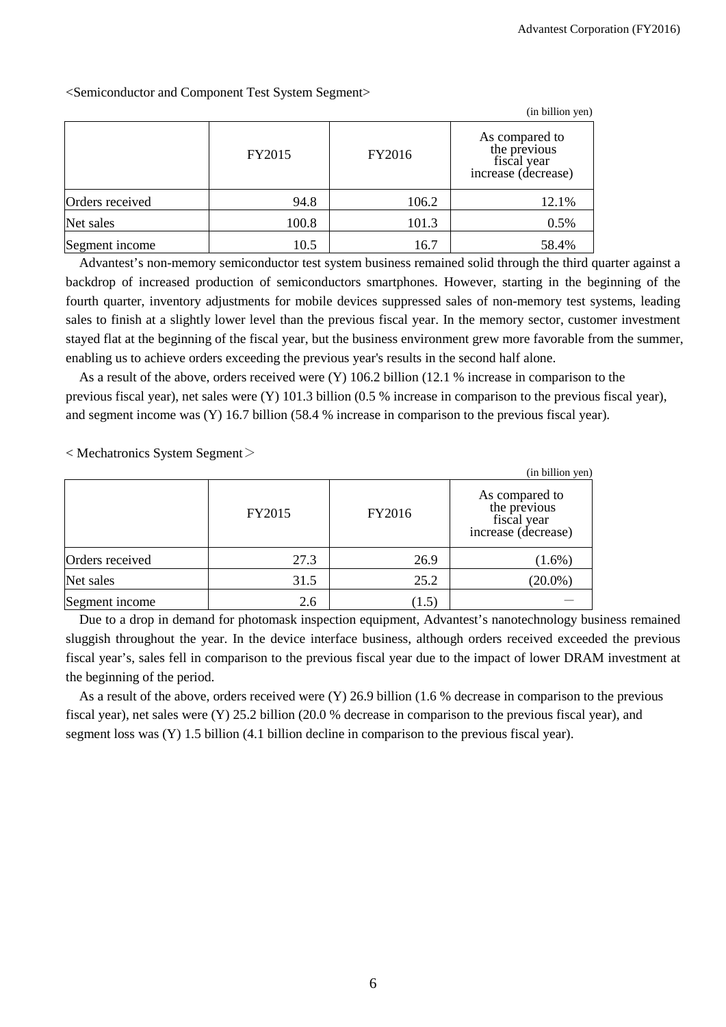<Semiconductor and Component Test System Segment>

(in billion yen)

| | FY2015 | FY2016 | As compared to the previous fiscal year increase (decrease) |
|---|---|---|---|
| Orders received | 94.8 | 106.2 | 12.1% |
| Net sales | 100.8 | 101.3 | 0.5% |
| Segment income | 10.5 | 16.7 | 58.4% |

Advantest's non-memory semiconductor test system business remained solid through the third quarter against a backdrop of increased production of semiconductors smartphones. However, starting in the beginning of the fourth quarter, inventory adjustments for mobile devices suppressed sales of non-memory test systems, leading sales to finish at a slightly lower level than the previous fiscal year. In the memory sector, customer investment stayed flat at the beginning of the fiscal year, but the business environment grew more favorable from the summer, enabling us to achieve orders exceeding the previous year's results in the second half alone.

As a result of the above, orders received were (Y) 106.2 billion (12.1 % increase in comparison to the previous fiscal year), net sales were (Y) 101.3 billion (0.5 % increase in comparison to the previous fiscal year), and segment income was (Y) 16.7 billion (58.4 % increase in comparison to the previous fiscal year).

< Mechatronics System Segment＞

(in billion yen)

| | FY2015 | FY2016 | As compared to the previous fiscal year increase (decrease) |
|---|---|---|---|
| Orders received | 27.3 | 26.9 | (1.6%) |
| Net sales | 31.5 | 25.2 | (20.0%) |
| Segment income | 2.6 | (1.5) | — |

Due to a drop in demand for photomask inspection equipment, Advantest's nanotechnology business remained sluggish throughout the year. In the device interface business, although orders received exceeded the previous fiscal year's, sales fell in comparison to the previous fiscal year due to the impact of lower DRAM investment at the beginning of the period.

As a result of the above, orders received were (Y) 26.9 billion (1.6 % decrease in comparison to the previous fiscal year), net sales were (Y) 25.2 billion (20.0 % decrease in comparison to the previous fiscal year), and segment loss was (Y) 1.5 billion (4.1 billion decline in comparison to the previous fiscal year).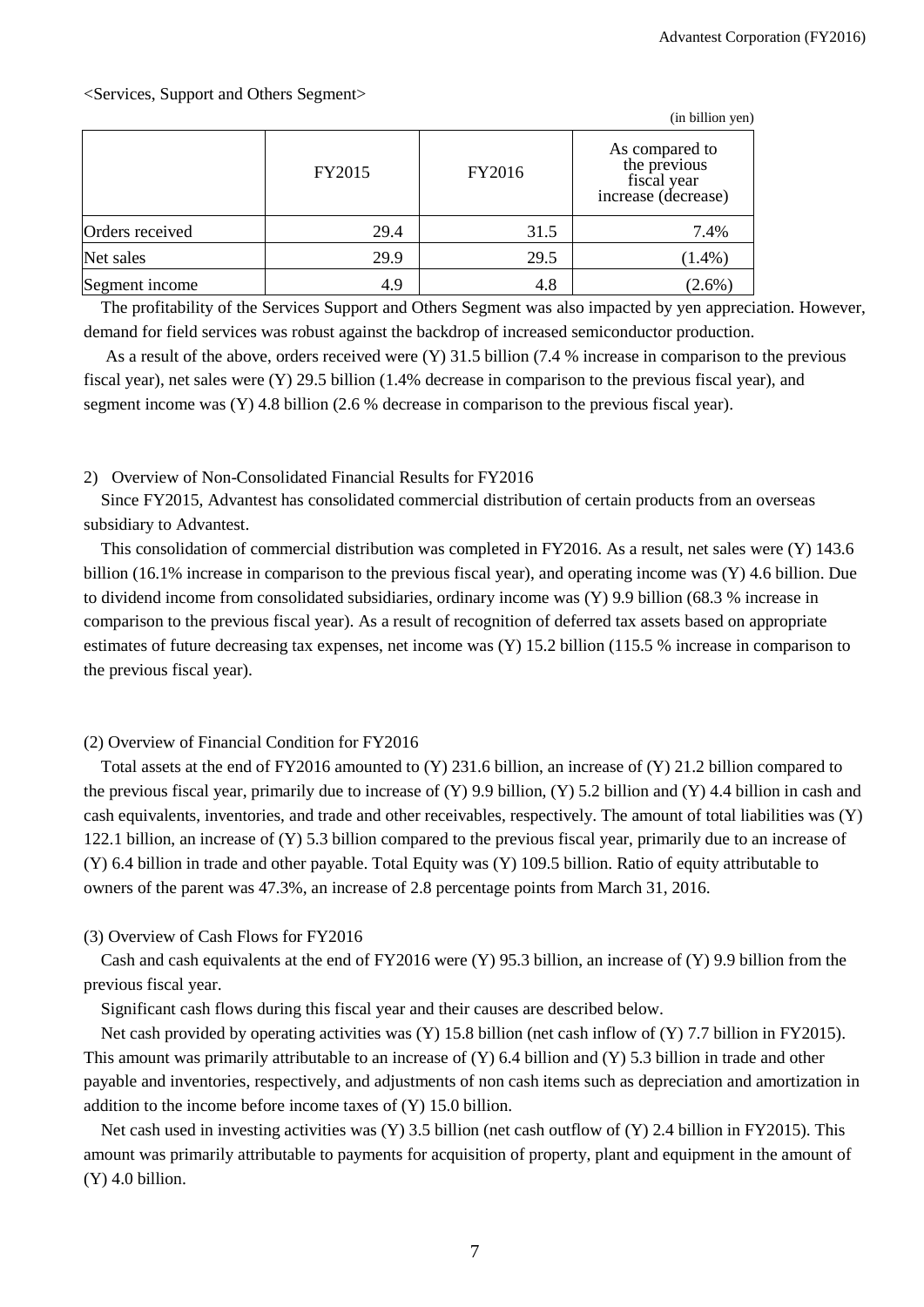<Services, Support and Others Segment>

(in billion yen)

| | FY2015 | FY2016 | As compared to the previous fiscal year increase (decrease) |
|---|---|---|---|
| Orders received | 29.4 | 31.5 | 7.4% |
| Net sales | 29.9 | 29.5 | (1.4%) |
| Segment income | 4.9 | 4.8 | (2.6%) |

The profitability of the Services Support and Others Segment was also impacted by yen appreciation. However, demand for field services was robust against the backdrop of increased semiconductor production.

As a result of the above, orders received were (Y) 31.5 billion (7.4 % increase in comparison to the previous fiscal year), net sales were (Y) 29.5 billion (1.4% decrease in comparison to the previous fiscal year), and segment income was (Y) 4.8 billion (2.6 % decrease in comparison to the previous fiscal year).

2) Overview of Non-Consolidated Financial Results for FY2016

Since FY2015, Advantest has consolidated commercial distribution of certain products from an overseas subsidiary to Advantest.

This consolidation of commercial distribution was completed in FY2016. As a result, net sales were (Y) 143.6 billion (16.1% increase in comparison to the previous fiscal year), and operating income was (Y) 4.6 billion. Due to dividend income from consolidated subsidiaries, ordinary income was (Y) 9.9 billion (68.3 % increase in comparison to the previous fiscal year). As a result of recognition of deferred tax assets based on appropriate estimates of future decreasing tax expenses, net income was (Y) 15.2 billion (115.5 % increase in comparison to the previous fiscal year).

## (2) Overview of Financial Condition for FY2016

Total assets at the end of FY2016 amounted to (Y) 231.6 billion, an increase of (Y) 21.2 billion compared to the previous fiscal year, primarily due to increase of (Y) 9.9 billion, (Y) 5.2 billion and (Y) 4.4 billion in cash and cash equivalents, inventories, and trade and other receivables, respectively. The amount of total liabilities was (Y) 122.1 billion, an increase of (Y) 5.3 billion compared to the previous fiscal year, primarily due to an increase of (Y) 6.4 billion in trade and other payable. Total Equity was (Y) 109.5 billion. Ratio of equity attributable to owners of the parent was 47.3%, an increase of 2.8 percentage points from March 31, 2016.

## (3) Overview of Cash Flows for FY2016

Cash and cash equivalents at the end of FY2016 were (Y) 95.3 billion, an increase of (Y) 9.9 billion from the previous fiscal year.

Significant cash flows during this fiscal year and their causes are described below.

Net cash provided by operating activities was (Y) 15.8 billion (net cash inflow of (Y) 7.7 billion in FY2015). This amount was primarily attributable to an increase of (Y) 6.4 billion and (Y) 5.3 billion in trade and other payable and inventories, respectively, and adjustments of non cash items such as depreciation and amortization in addition to the income before income taxes of (Y) 15.0 billion.

Net cash used in investing activities was (Y) 3.5 billion (net cash outflow of (Y) 2.4 billion in FY2015). This amount was primarily attributable to payments for acquisition of property, plant and equipment in the amount of (Y) 4.0 billion.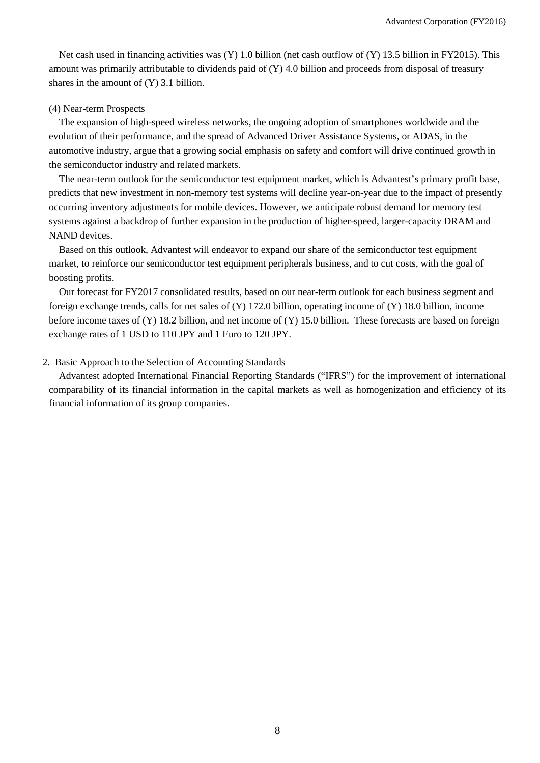Net cash used in financing activities was (Y) 1.0 billion (net cash outflow of (Y) 13.5 billion in FY2015). This amount was primarily attributable to dividends paid of (Y) 4.0 billion and proceeds from disposal of treasury shares in the amount of (Y) 3.1 billion.

### (4) Near-term Prospects

The expansion of high-speed wireless networks, the ongoing adoption of smartphones worldwide and the evolution of their performance, and the spread of Advanced Driver Assistance Systems, or ADAS, in the automotive industry, argue that a growing social emphasis on safety and comfort will drive continued growth in the semiconductor industry and related markets.

The near-term outlook for the semiconductor test equipment market, which is Advantest's primary profit base, predicts that new investment in non-memory test systems will decline year-on-year due to the impact of presently occurring inventory adjustments for mobile devices. However, we anticipate robust demand for memory test systems against a backdrop of further expansion in the production of higher-speed, larger-capacity DRAM and NAND devices.

Based on this outlook, Advantest will endeavor to expand our share of the semiconductor test equipment market, to reinforce our semiconductor test equipment peripherals business, and to cut costs, with the goal of boosting profits.

Our forecast for FY2017 consolidated results, based on our near-term outlook for each business segment and foreign exchange trends, calls for net sales of (Y) 172.0 billion, operating income of (Y) 18.0 billion, income before income taxes of (Y) 18.2 billion, and net income of (Y) 15.0 billion. These forecasts are based on foreign exchange rates of 1 USD to 110 JPY and 1 Euro to 120 JPY.

## 2. Basic Approach to the Selection of Accounting Standards

Advantest adopted International Financial Reporting Standards ("IFRS") for the improvement of international comparability of its financial information in the capital markets as well as homogenization and efficiency of its financial information of its group companies.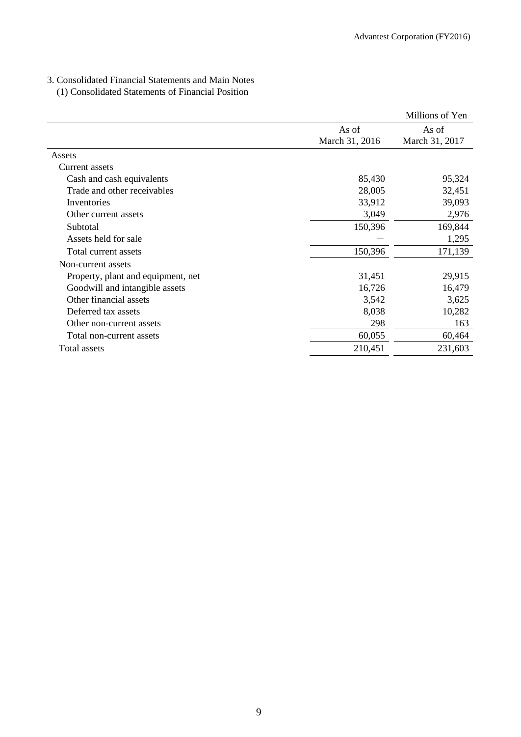3. Consolidated Financial Statements and Main Notes

(1) Consolidated Statements of Financial Position

| | | Millions of Yen |
|---|---|---|
| | As of March 31, 2016 | As of March 31, 2017 |
| Assets | | |
| Current assets | | |
| Cash and cash equivalents | 85,430 | 95,324 |
| Trade and other receivables | 28,005 | 32,451 |
| Inventories | 33,912 | 39,093 |
| Other current assets | 3,049 | 2,976 |
| Subtotal | 150,396 | 169,844 |
| Assets held for sale | ― | 1,295 |
| Total current assets | 150,396 | 171,139 |
| Non-current assets | | |
| Property, plant and equipment, net | 31,451 | 29,915 |
| Goodwill and intangible assets | 16,726 | 16,479 |
| Other financial assets | 3,542 | 3,625 |
| Deferred tax assets | 8,038 | 10,282 |
| Other non-current assets | 298 | 163 |
| Total non-current assets | 60,055 | 60,464 |
| Total assets | 210,451 | 231,603 |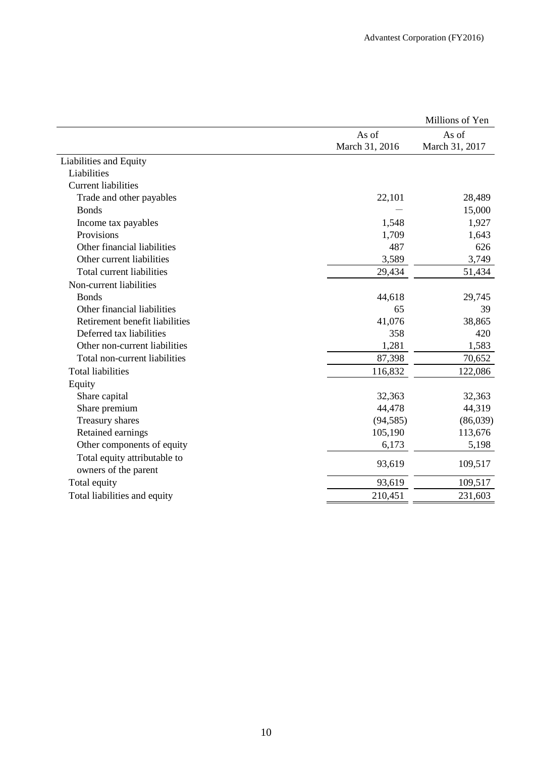| | As of March 31, 2016 | As of March 31, 2017 |
|---|---|---|
| | | Millions of Yen |
| Liabilities and Equity | | |
| Liabilities | | |
| Current liabilities | | |
| Trade and other payables | 22,101 | 28,489 |
| Bonds | — | 15,000 |
| Income tax payables | 1,548 | 1,927 |
| Provisions | 1,709 | 1,643 |
| Other financial liabilities | 487 | 626 |
| Other current liabilities | 3,589 | 3,749 |
| Total current liabilities | 29,434 | 51,434 |
| Non-current liabilities | | |
| Bonds | 44,618 | 29,745 |
| Other financial liabilities | 65 | 39 |
| Retirement benefit liabilities | 41,076 | 38,865 |
| Deferred tax liabilities | 358 | 420 |
| Other non-current liabilities | 1,281 | 1,583 |
| Total non-current liabilities | 87,398 | 70,652 |
| Total liabilities | 116,832 | 122,086 |
| Equity | | |
| Share capital | 32,363 | 32,363 |
| Share premium | 44,478 | 44,319 |
| Treasury shares | (94,585) | (86,039) |
| Retained earnings | 105,190 | 113,676 |
| Other components of equity | 6,173 | 5,198 |
| Total equity attributable to owners of the parent | 93,619 | 109,517 |
| Total equity | 93,619 | 109,517 |
| Total liabilities and equity | 210,451 | 231,603 |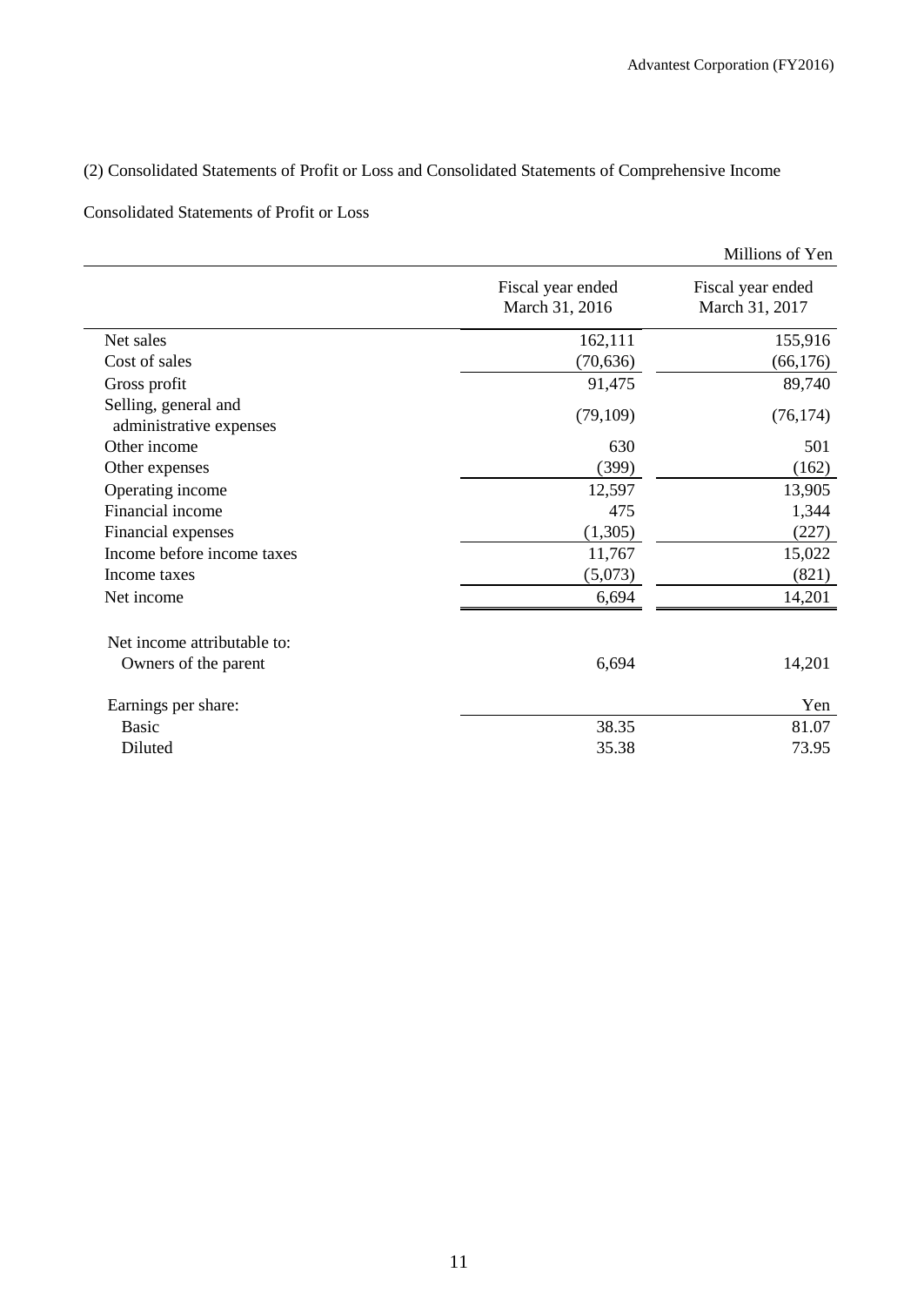## (2) Consolidated Statements of Profit or Loss and Consolidated Statements of Comprehensive Income

### Consolidated Statements of Profit or Loss

Millions of Yen

| | Fiscal year ended March 31, 2016 | Fiscal year ended March 31, 2017 |
|---|---|---|
| Net sales | 162,111 | 155,916 |
| Cost of sales | (70,636) | (66,176) |
| Gross profit | 91,475 | 89,740 |
| Selling, general and administrative expenses | (79,109) | (76,174) |
| Other income | 630 | 501 |
| Other expenses | (399) | (162) |
| Operating income | 12,597 | 13,905 |
| Financial income | 475 | 1,344 |
| Financial expenses | (1,305) | (227) |
| Income before income taxes | 11,767 | 15,022 |
| Income taxes | (5,073) | (821) |
| Net income | 6,694 | 14,201 |
| | | |
| Net income attributable to: | | |
| Owners of the parent | 6,694 | 14,201 |
| | | |
| Earnings per share: | | Yen |
| Basic | 38.35 | 81.07 |
| Diluted | 35.38 | 73.95 |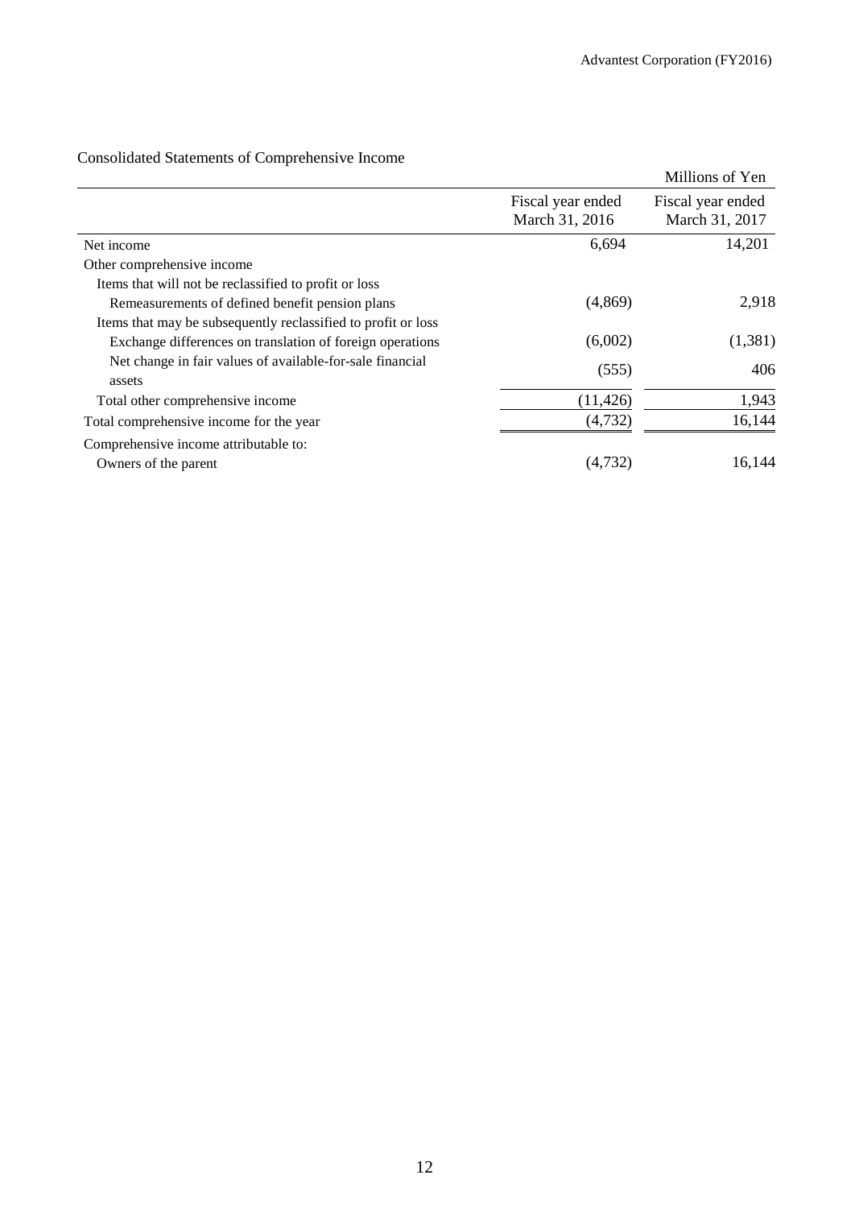## Consolidated Statements of Comprehensive Income

Millions of Yen

| | Fiscal year ended March 31, 2016 | Fiscal year ended March 31, 2017 |
|---|---|---|
| Net income | 6,694 | 14,201 |
| Other comprehensive income | | |
| Items that will not be reclassified to profit or loss | | |
| Remeasurements of defined benefit pension plans | (4,869) | 2,918 |
| Items that may be subsequently reclassified to profit or loss | | |
| Exchange differences on translation of foreign operations | (6,002) | (1,381) |
| Net change in fair values of available-for-sale financial assets | (555) | 406 |
| Total other comprehensive income | (11,426) | 1,943 |
| Total comprehensive income for the year | (4,732) | 16,144 |
| Comprehensive income attributable to: | | |
| Owners of the parent | (4,732) | 16,144 |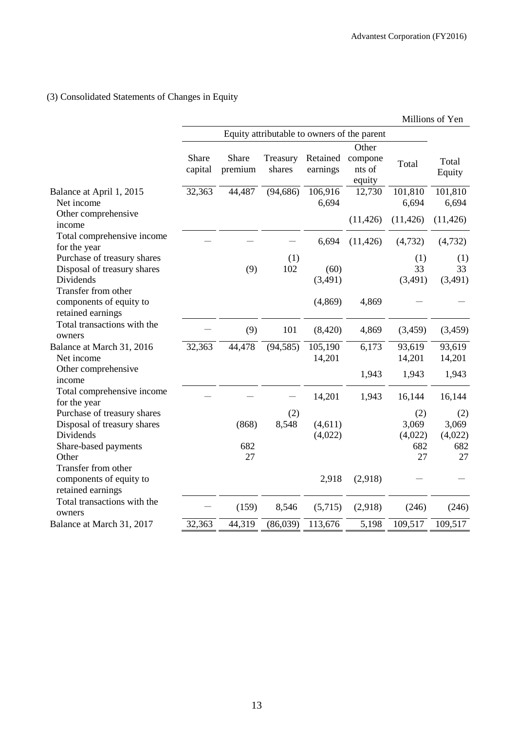### (3) Consolidated Statements of Changes in Equity

Millions of Yen

| | Equity attributable to owners of the parent | | | | | | |
|---|---|---|---|---|---|---|---|
| | Share capital | Share premium | Treasury shares | Retained earnings | Other components of equity | Total | Total Equity |
| Balance at April 1, 2015 | 32,363 | 44,487 | (94,686) | 106,916 | 12,730 | 101,810 | 101,810 |
| Net income | | | | 6,694 | | 6,694 | 6,694 |
| Other comprehensive income | | | | | (11,426) | (11,426) | (11,426) |
| Total comprehensive income for the year | ― | ― | ― | 6,694 | (11,426) | (4,732) | (4,732) |
| Purchase of treasury shares | | | (1) | | | (1) | (1) |
| Disposal of treasury shares | | (9) | 102 | (60) | | 33 | 33 |
| Dividends | | | | (3,491) | | (3,491) | (3,491) |
| Transfer from other components of equity to retained earnings | | | | (4,869) | 4,869 | ― | ― |
| Total transactions with the owners | ― | (9) | 101 | (8,420) | 4,869 | (3,459) | (3,459) |
| Balance at March 31, 2016 | 32,363 | 44,478 | (94,585) | 105,190 | 6,173 | 93,619 | 93,619 |
| Net income | | | | 14,201 | | 14,201 | 14,201 |
| Other comprehensive income | | | | | 1,943 | 1,943 | 1,943 |
| Total comprehensive income for the year | ― | ― | ― | 14,201 | 1,943 | 16,144 | 16,144 |
| Purchase of treasury shares | | | (2) | | | (2) | (2) |
| Disposal of treasury shares | | (868) | 8,548 | (4,611) | | 3,069 | 3,069 |
| Dividends | | | | (4,022) | | (4,022) | (4,022) |
| Share-based payments | | 682 | | | | 682 | 682 |
| Other | | 27 | | | | 27 | 27 |
| Transfer from other components of equity to retained earnings | | | | 2,918 | (2,918) | ― | ― |
| Total transactions with the owners | ― | (159) | 8,546 | (5,715) | (2,918) | (246) | (246) |
| Balance at March 31, 2017 | 32,363 | 44,319 | (86,039) | 113,676 | 5,198 | 109,517 | 109,517 |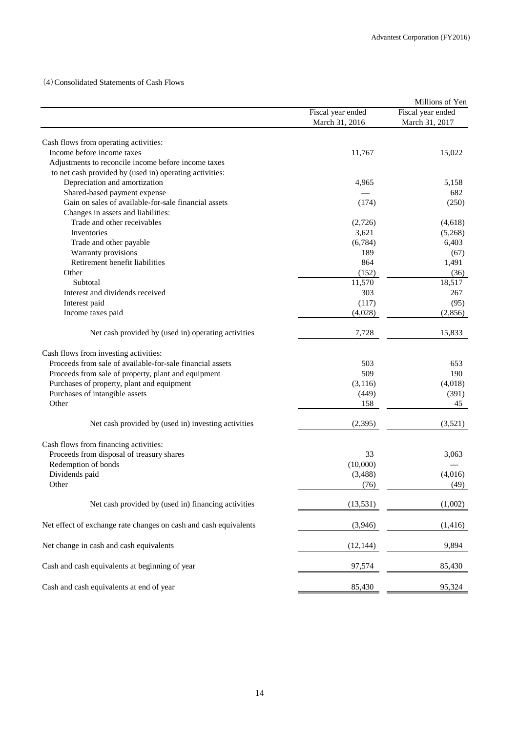(4) Consolidated Statements of Cash Flows

| | | Millions of Yen |
|---|---|---|
| | Fiscal year ended March 31, 2016 | Fiscal year ended March 31, 2017 |
| Cash flows from operating activities: | | |
| Income before income taxes | 11,767 | 15,022 |
| Adjustments to reconcile income before income taxes to net cash provided by (used in) operating activities: | | |
| Depreciation and amortization | 4,965 | 5,158 |
| Shared-based payment expense | — | 682 |
| Gain on sales of available-for-sale financial assets | (174) | (250) |
| Changes in assets and liabilities: | | |
| Trade and other receivables | (2,726) | (4,618) |
| Inventories | 3,621 | (5,268) |
| Trade and other payable | (6,784) | 6,403 |
| Warranty provisions | 189 | (67) |
| Retirement benefit liabilities | 864 | 1,491 |
| Other | (152) | (36) |
| Subtotal | 11,570 | 18,517 |
| Interest and dividends received | 303 | 267 |
| Interest paid | (117) | (95) |
| Income taxes paid | (4,028) | (2,856) |
| Net cash provided by (used in) operating activities | 7,728 | 15,833 |
| Cash flows from investing activities: | | |
| Proceeds from sale of available-for-sale financial assets | 503 | 653 |
| Proceeds from sale of property, plant and equipment | 509 | 190 |
| Purchases of property, plant and equipment | (3,116) | (4,018) |
| Purchases of intangible assets | (449) | (391) |
| Other | 158 | 45 |
| Net cash provided by (used in) investing activities | (2,395) | (3,521) |
| Cash flows from financing activities: | | |
| Proceeds from disposal of treasury shares | 33 | 3,063 |
| Redemption of bonds | (10,000) | — |
| Dividends paid | (3,488) | (4,016) |
| Other | (76) | (49) |
| Net cash provided by (used in) financing activities | (13,531) | (1,002) |
| Net effect of exchange rate changes on cash and cash equivalents | (3,946) | (1,416) |
| Net change in cash and cash equivalents | (12,144) | 9,894 |
| Cash and cash equivalents at beginning of year | 97,574 | 85,430 |
| Cash and cash equivalents at end of year | 85,430 | 95,324 |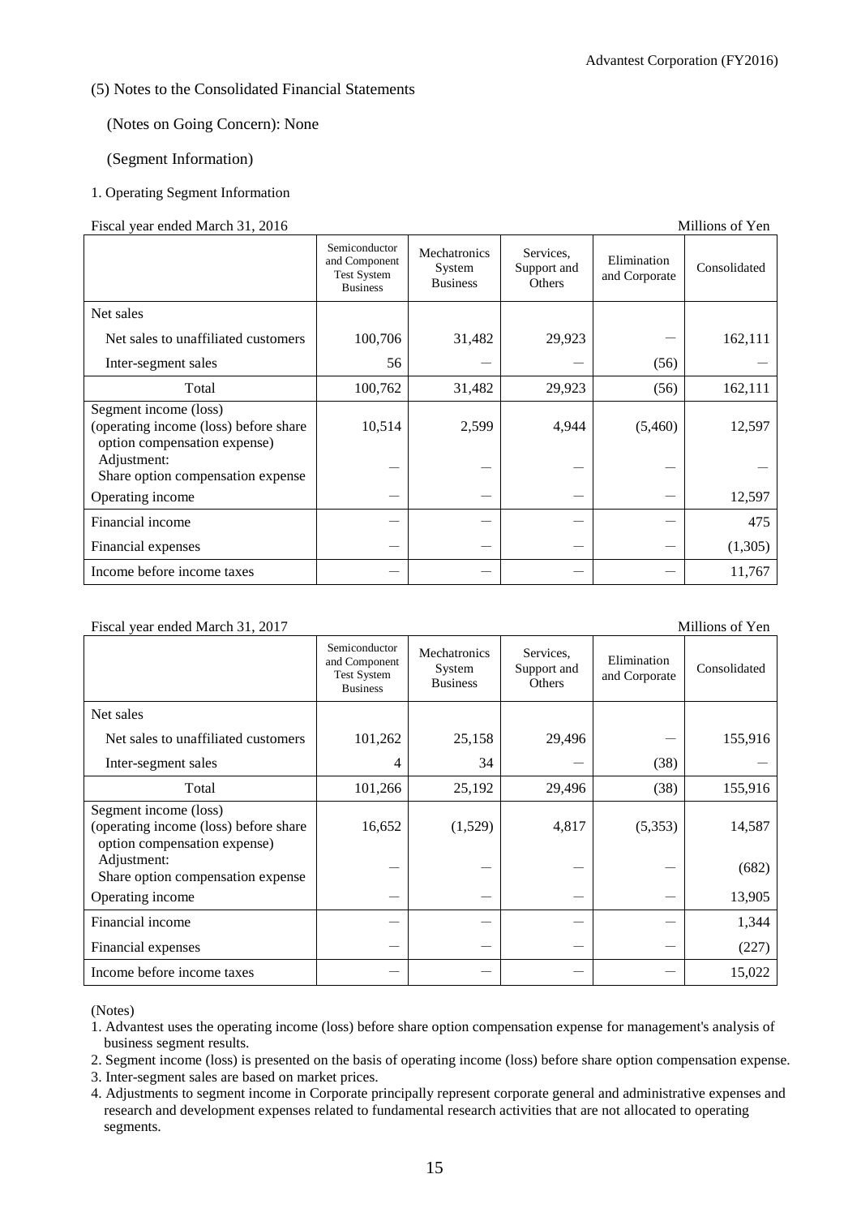(5) Notes to the Consolidated Financial Statements

(Notes on Going Concern): None

(Segment Information)

1. Operating Segment Information

Fiscal year ended March 31, 2016 — Millions of Yen

| | Semiconductor and Component Test System Business | Mechatronics System Business | Services, Support and Others | Elimination and Corporate | Consolidated |
|---|---|---|---|---|---|
| Net sales | | | | | |
| Net sales to unaffiliated customers | 100,706 | 31,482 | 29,923 | — | 162,111 |
| Inter-segment sales | 56 | — | — | (56) | — |
| Total | 100,762 | 31,482 | 29,923 | (56) | 162,111 |
| Segment income (loss) (operating income (loss) before share option compensation expense) | 10,514 | 2,599 | 4,944 | (5,460) | 12,597 |
| Adjustment: Share option compensation expense | — | — | — | — | — |
| Operating income | — | — | — | — | 12,597 |
| Financial income | — | — | — | — | 475 |
| Financial expenses | — | — | — | — | (1,305) |
| Income before income taxes | — | — | — | — | 11,767 |

Fiscal year ended March 31, 2017 — Millions of Yen

| | Semiconductor and Component Test System Business | Mechatronics System Business | Services, Support and Others | Elimination and Corporate | Consolidated |
|---|---|---|---|---|---|
| Net sales | | | | | |
| Net sales to unaffiliated customers | 101,262 | 25,158 | 29,496 | — | 155,916 |
| Inter-segment sales | 4 | 34 | — | (38) | — |
| Total | 101,266 | 25,192 | 29,496 | (38) | 155,916 |
| Segment income (loss) (operating income (loss) before share option compensation expense) | 16,652 | (1,529) | 4,817 | (5,353) | 14,587 |
| Adjustment: Share option compensation expense | — | — | — | — | (682) |
| Operating income | — | — | — | — | 13,905 |
| Financial income | — | — | — | — | 1,344 |
| Financial expenses | — | — | — | — | (227) |
| Income before income taxes | — | — | — | — | 15,022 |

(Notes)

1. Advantest uses the operating income (loss) before share option compensation expense for management's analysis of business segment results.
2. Segment income (loss) is presented on the basis of operating income (loss) before share option compensation expense.
3. Inter-segment sales are based on market prices.
4. Adjustments to segment income in Corporate principally represent corporate general and administrative expenses and research and development expenses related to fundamental research activities that are not allocated to operating segments.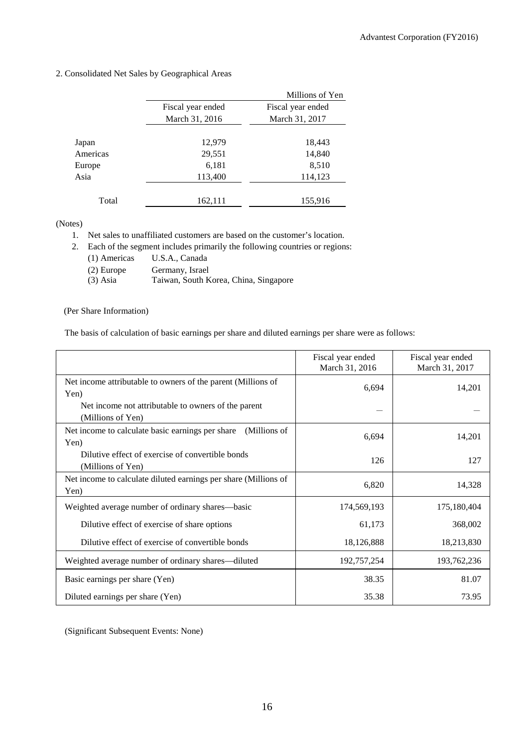## 2. Consolidated Net Sales by Geographical Areas

| | Fiscal year ended March 31, 2016 | Fiscal year ended March 31, 2017 |
|---|---|---|
| | | Millions of Yen |
| Japan | 12,979 | 18,443 |
| Americas | 29,551 | 14,840 |
| Europe | 6,181 | 8,510 |
| Asia | 113,400 | 114,123 |
| Total | 162,111 | 155,916 |

(Notes)

1. Net sales to unaffiliated customers are based on the customer's location.
2. Each of the segment includes primarily the following countries or regions:
   - (1) Americas U.S.A., Canada
   - (2) Europe Germany, Israel
   - (3) Asia Taiwan, South Korea, China, Singapore

(Per Share Information)

The basis of calculation of basic earnings per share and diluted earnings per share were as follows:

| | Fiscal year ended March 31, 2016 | Fiscal year ended March 31, 2017 |
|---|---|---|
| Net income attributable to owners of the parent (Millions of Yen) | 6,694 | 14,201 |
| Net income not attributable to owners of the parent (Millions of Yen) | — | — |
| Net income to calculate basic earnings per share (Millions of Yen) | 6,694 | 14,201 |
| Dilutive effect of exercise of convertible bonds (Millions of Yen) | 126 | 127 |
| Net income to calculate diluted earnings per share (Millions of Yen) | 6,820 | 14,328 |
| Weighted average number of ordinary shares—basic | 174,569,193 | 175,180,404 |
| Dilutive effect of exercise of share options | 61,173 | 368,002 |
| Dilutive effect of exercise of convertible bonds | 18,126,888 | 18,213,830 |
| Weighted average number of ordinary shares—diluted | 192,757,254 | 193,762,236 |
| Basic earnings per share (Yen) | 38.35 | 81.07 |
| Diluted earnings per share (Yen) | 35.38 | 73.95 |

(Significant Subsequent Events: None)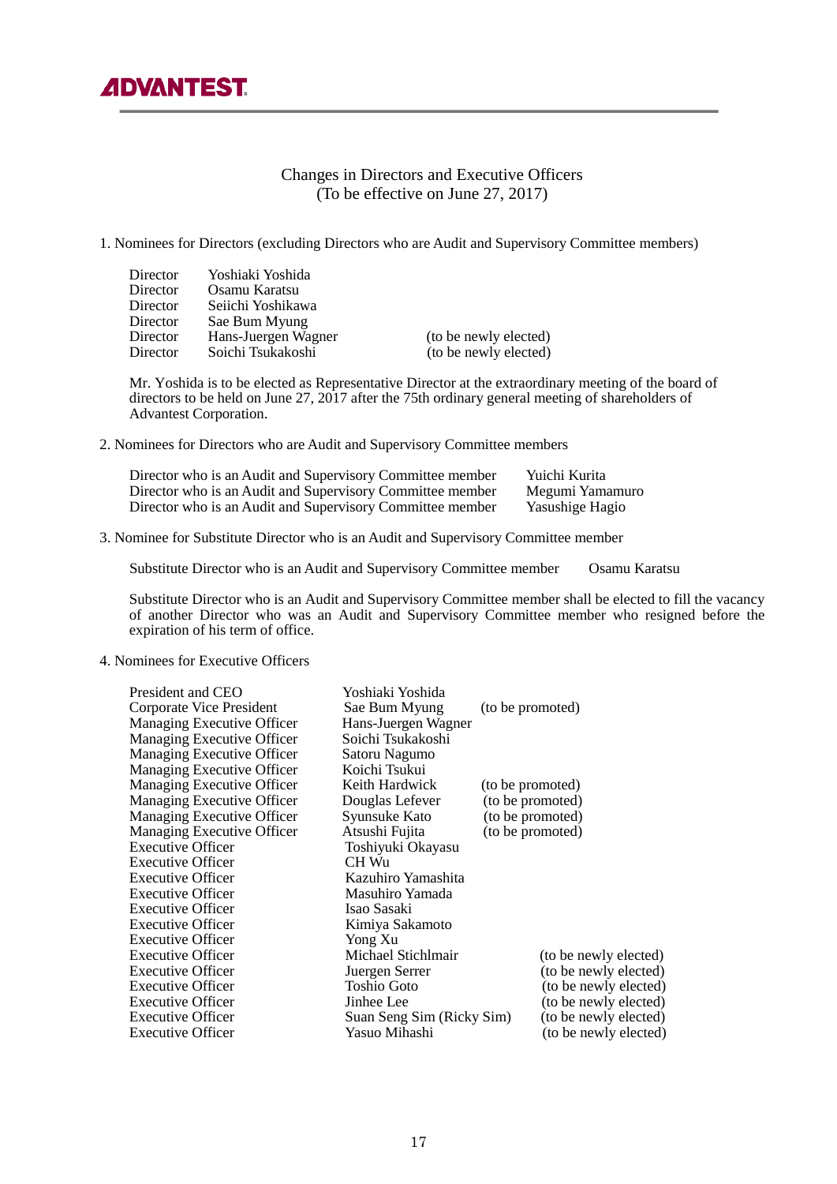# Changes in Directors and Executive Officers
(To be effective on June 27, 2017)

1. Nominees for Directors (excluding Directors who are Audit and Supervisory Committee members)

| | | |
|---|---|---|
| Director | Yoshiaki Yoshida | |
| Director | Osamu Karatsu | |
| Director | Seiichi Yoshikawa | |
| Director | Sae Bum Myung | |
| Director | Hans-Juergen Wagner | (to be newly elected) |
| Director | Soichi Tsukakoshi | (to be newly elected) |

Mr. Yoshida is to be elected as Representative Director at the extraordinary meeting of the board of directors to be held on June 27, 2017 after the 75th ordinary general meeting of shareholders of Advantest Corporation.

2. Nominees for Directors who are Audit and Supervisory Committee members

| | |
|---|---|
| Director who is an Audit and Supervisory Committee member | Yuichi Kurita |
| Director who is an Audit and Supervisory Committee member | Megumi Yamamuro |
| Director who is an Audit and Supervisory Committee member | Yasushige Hagio |

3. Nominee for Substitute Director who is an Audit and Supervisory Committee member

| | |
|---|---|
| Substitute Director who is an Audit and Supervisory Committee member | Osamu Karatsu |

Substitute Director who is an Audit and Supervisory Committee member shall be elected to fill the vacancy of another Director who was an Audit and Supervisory Committee member who resigned before the expiration of his term of office.

4. Nominees for Executive Officers

| | | |
|---|---|---|
| President and CEO | Yoshiaki Yoshida | |
| Corporate Vice President | Sae Bum Myung | (to be promoted) |
| Managing Executive Officer | Hans-Juergen Wagner | |
| Managing Executive Officer | Soichi Tsukakoshi | |
| Managing Executive Officer | Satoru Nagumo | |
| Managing Executive Officer | Koichi Tsukui | |
| Managing Executive Officer | Keith Hardwick | (to be promoted) |
| Managing Executive Officer | Douglas Lefever | (to be promoted) |
| Managing Executive Officer | Syunsuke Kato | (to be promoted) |
| Managing Executive Officer | Atsushi Fujita | (to be promoted) |
| Executive Officer | Toshiyuki Okayasu | |
| Executive Officer | CH Wu | |
| Executive Officer | Kazuhiro Yamashita | |
| Executive Officer | Masuhiro Yamada | |
| Executive Officer | Isao Sasaki | |
| Executive Officer | Kimiya Sakamoto | |
| Executive Officer | Yong Xu | |
| Executive Officer | Michael Stichlmair | (to be newly elected) |
| Executive Officer | Juergen Serrer | (to be newly elected) |
| Executive Officer | Toshio Goto | (to be newly elected) |
| Executive Officer | Jinhee Lee | (to be newly elected) |
| Executive Officer | Suan Seng Sim (Ricky Sim) | (to be newly elected) |
| Executive Officer | Yasuo Mihashi | (to be newly elected) |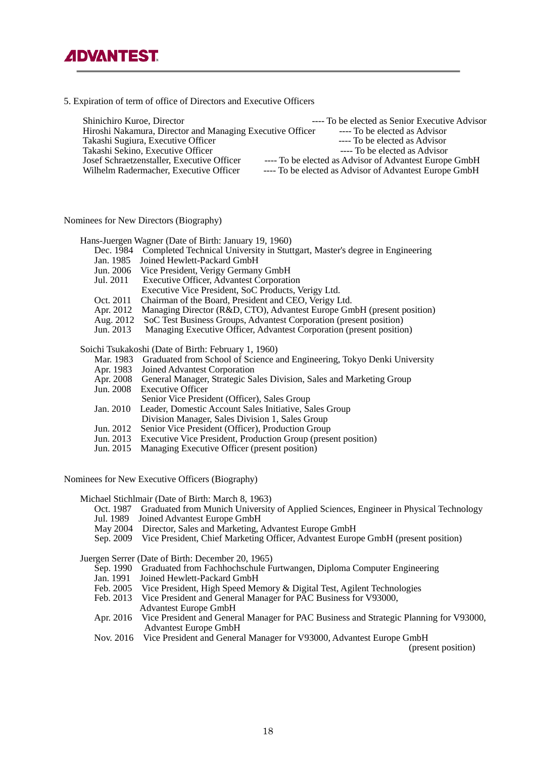5. Expiration of term of office of Directors and Executive Officers

| | |
|---|---|
| Shinichiro Kuroe, Director | ---- To be elected as Senior Executive Advisor |
| Hiroshi Nakamura, Director and Managing Executive Officer | ---- To be elected as Advisor |
| Takashi Sugiura, Executive Officer | ---- To be elected as Advisor |
| Takashi Sekino, Executive Officer | ---- To be elected as Advisor |
| Josef Schraetzenstaller, Executive Officer | ---- To be elected as Advisor of Advantest Europe GmbH |
| Wilhelm Radermacher, Executive Officer | ---- To be elected as Advisor of Advantest Europe GmbH |

Nominees for New Directors (Biography)

Hans-Juergen Wagner (Date of Birth: January 19, 1960)

| | |
|---|---|
| Dec. 1984 | Completed Technical University in Stuttgart, Master's degree in Engineering |
| Jan. 1985 | Joined Hewlett-Packard GmbH |
| Jun. 2006 | Vice President, Verigy Germany GmbH |
| Jul. 2011 | Executive Officer, Advantest Corporation<br>Executive Vice President, SoC Products, Verigy Ltd. |
| Oct. 2011 | Chairman of the Board, President and CEO, Verigy Ltd. |
| Apr. 2012 | Managing Director (R&D, CTO), Advantest Europe GmbH (present position) |
| Aug. 2012 | SoC Test Business Groups, Advantest Corporation (present position) |
| Jun. 2013 | Managing Executive Officer, Advantest Corporation (present position) |

Soichi Tsukakoshi (Date of Birth: February 1, 1960)

| | |
|---|---|
| Mar. 1983 | Graduated from School of Science and Engineering, Tokyo Denki University |
| Apr. 1983 | Joined Advantest Corporation |
| Apr. 2008 | General Manager, Strategic Sales Division, Sales and Marketing Group |
| Jun. 2008 | Executive Officer<br>Senior Vice President (Officer), Sales Group |
| Jan. 2010 | Leader, Domestic Account Sales Initiative, Sales Group<br>Division Manager, Sales Division 1, Sales Group |
| Jun. 2012 | Senior Vice President (Officer), Production Group |
| Jun. 2013 | Executive Vice President, Production Group (present position) |
| Jun. 2015 | Managing Executive Officer (present position) |

Nominees for New Executive Officers (Biography)

Michael Stichlmair (Date of Birth: March 8, 1963)

| | |
|---|---|
| Oct. 1987 | Graduated from Munich University of Applied Sciences, Engineer in Physical Technology |
| Jul. 1989 | Joined Advantest Europe GmbH |
| May 2004 | Director, Sales and Marketing, Advantest Europe GmbH |
| Sep. 2009 | Vice President, Chief Marketing Officer, Advantest Europe GmbH (present position) |

Juergen Serrer (Date of Birth: December 20, 1965)

| | |
|---|---|
| Sep. 1990 | Graduated from Fachhochschule Furtwangen, Diploma Computer Engineering |
| Jan. 1991 | Joined Hewlett-Packard GmbH |
| Feb. 2005 | Vice President, High Speed Memory & Digital Test, Agilent Technologies |
| Feb. 2013 | Vice President and General Manager for PAC Business for V93000,<br>Advantest Europe GmbH |
| Apr. 2016 | Vice President and General Manager for PAC Business and Strategic Planning for V93000,<br>Advantest Europe GmbH |
| Nov. 2016 | Vice President and General Manager for V93000, Advantest Europe GmbH<br>(present position) |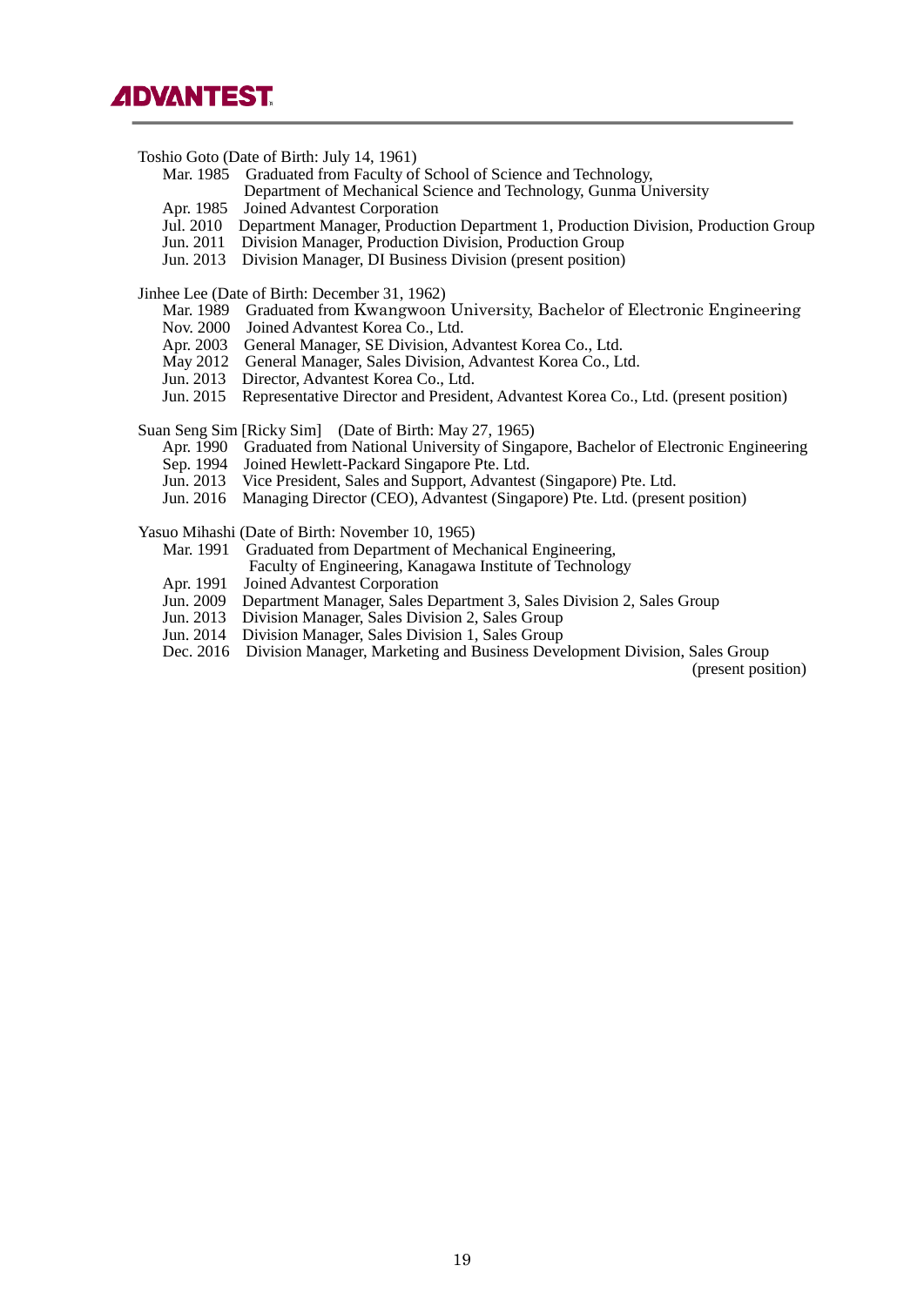Toshio Goto (Date of Birth: July 14, 1961)

| | |
|---|---|
| Mar. 1985 | Graduated from Faculty of School of Science and Technology, Department of Mechanical Science and Technology, Gunma University |
| Apr. 1985 | Joined Advantest Corporation |
| Jul. 2010 | Department Manager, Production Department 1, Production Division, Production Group |
| Jun. 2011 | Division Manager, Production Division, Production Group |
| Jun. 2013 | Division Manager, DI Business Division (present position) |

Jinhee Lee (Date of Birth: December 31, 1962)

| | |
|---|---|
| Mar. 1989 | Graduated from Kwangwoon University, Bachelor of Electronic Engineering |
| Nov. 2000 | Joined Advantest Korea Co., Ltd. |
| Apr. 2003 | General Manager, SE Division, Advantest Korea Co., Ltd. |
| May 2012 | General Manager, Sales Division, Advantest Korea Co., Ltd. |
| Jun. 2013 | Director, Advantest Korea Co., Ltd. |
| Jun. 2015 | Representative Director and President, Advantest Korea Co., Ltd. (present position) |

Suan Seng Sim [Ricky Sim] (Date of Birth: May 27, 1965)

| | |
|---|---|
| Apr. 1990 | Graduated from National University of Singapore, Bachelor of Electronic Engineering |
| Sep. 1994 | Joined Hewlett-Packard Singapore Pte. Ltd. |
| Jun. 2013 | Vice President, Sales and Support, Advantest (Singapore) Pte. Ltd. |
| Jun. 2016 | Managing Director (CEO), Advantest (Singapore) Pte. Ltd. (present position) |

Yasuo Mihashi (Date of Birth: November 10, 1965)

| | |
|---|---|
| Mar. 1991 | Graduated from Department of Mechanical Engineering, Faculty of Engineering, Kanagawa Institute of Technology |
| Apr. 1991 | Joined Advantest Corporation |
| Jun. 2009 | Department Manager, Sales Department 3, Sales Division 2, Sales Group |
| Jun. 2013 | Division Manager, Sales Division 2, Sales Group |
| Jun. 2014 | Division Manager, Sales Division 1, Sales Group |
| Dec. 2016 | Division Manager, Marketing and Business Development Division, Sales Group (present position) |